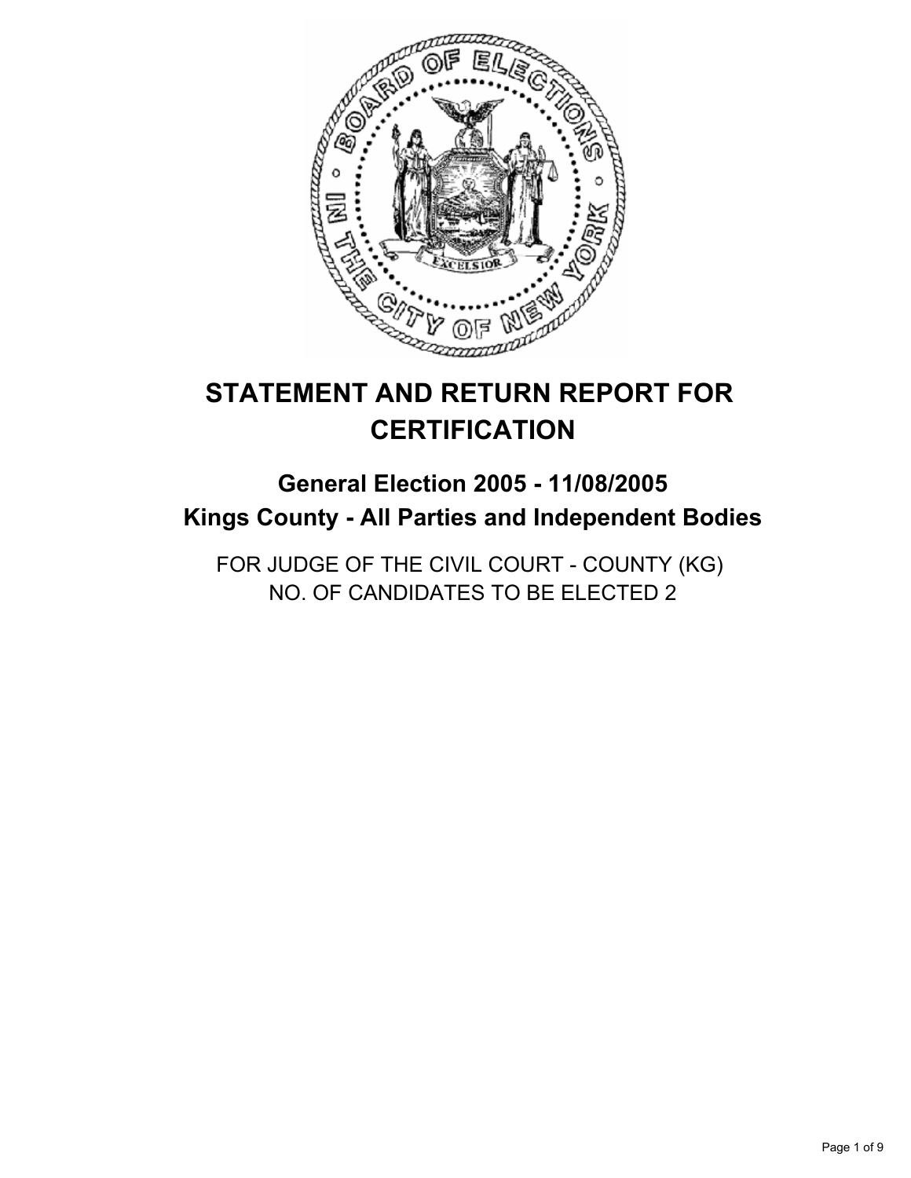# STATEMENT AND RETURN REPORT FOR CERTIFICATION

## General Election 2005 - 11/08/2005
## Kings County - All Parties and Independent Bodies

FOR JUDGE OF THE CIVIL COURT - COUNTY (KG)
NO. OF CANDIDATES TO BE ELECTED 2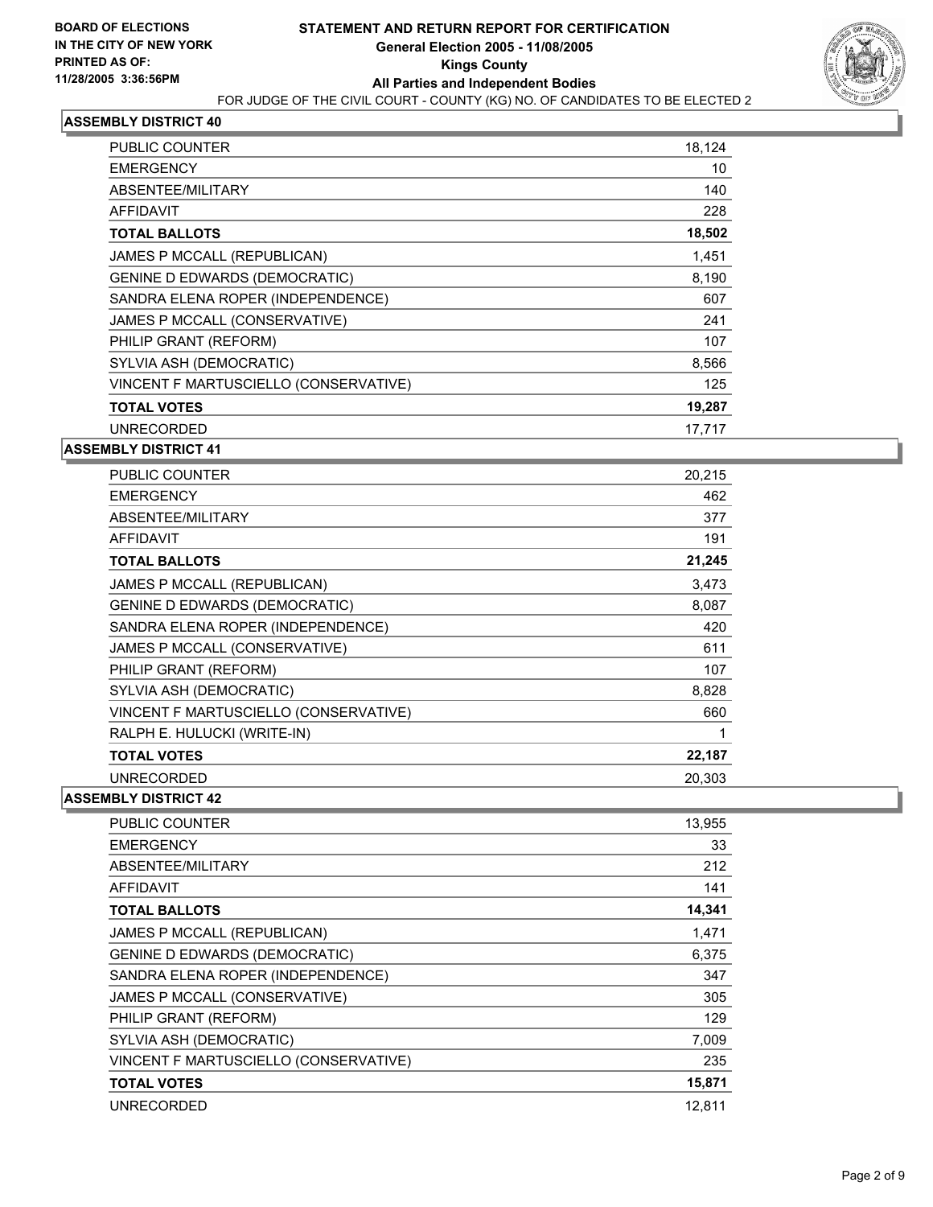**BOARD OF ELECTIONS IN THE CITY OF NEW YORK PRINTED AS OF: 11/28/2005 3:36:56PM**

# STATEMENT AND RETURN REPORT FOR CERTIFICATION
## General Election 2005 - 11/08/2005
## Kings County
## All Parties and Independent Bodies

FOR JUDGE OF THE CIVIL COURT - COUNTY (KG) NO. OF CANDIDATES TO BE ELECTED 2

### ASSEMBLY DISTRICT 40

| | |
|---|---|
| PUBLIC COUNTER | 18,124 |
| EMERGENCY | 10 |
| ABSENTEE/MILITARY | 140 |
| AFFIDAVIT | 228 |
| **TOTAL BALLOTS** | **18,502** |
| JAMES P MCCALL (REPUBLICAN) | 1,451 |
| GENINE D EDWARDS (DEMOCRATIC) | 8,190 |
| SANDRA ELENA ROPER (INDEPENDENCE) | 607 |
| JAMES P MCCALL (CONSERVATIVE) | 241 |
| PHILIP GRANT (REFORM) | 107 |
| SYLVIA ASH (DEMOCRATIC) | 8,566 |
| VINCENT F MARTUSCIELLO (CONSERVATIVE) | 125 |
| **TOTAL VOTES** | **19,287** |
| UNRECORDED | 17,717 |

### ASSEMBLY DISTRICT 41

| | |
|---|---|
| PUBLIC COUNTER | 20,215 |
| EMERGENCY | 462 |
| ABSENTEE/MILITARY | 377 |
| AFFIDAVIT | 191 |
| **TOTAL BALLOTS** | **21,245** |
| JAMES P MCCALL (REPUBLICAN) | 3,473 |
| GENINE D EDWARDS (DEMOCRATIC) | 8,087 |
| SANDRA ELENA ROPER (INDEPENDENCE) | 420 |
| JAMES P MCCALL (CONSERVATIVE) | 611 |
| PHILIP GRANT (REFORM) | 107 |
| SYLVIA ASH (DEMOCRATIC) | 8,828 |
| VINCENT F MARTUSCIELLO (CONSERVATIVE) | 660 |
| RALPH E. HULUCKI (WRITE-IN) | 1 |
| **TOTAL VOTES** | **22,187** |
| UNRECORDED | 20,303 |

### ASSEMBLY DISTRICT 42

| | |
|---|---|
| PUBLIC COUNTER | 13,955 |
| EMERGENCY | 33 |
| ABSENTEE/MILITARY | 212 |
| AFFIDAVIT | 141 |
| **TOTAL BALLOTS** | **14,341** |
| JAMES P MCCALL (REPUBLICAN) | 1,471 |
| GENINE D EDWARDS (DEMOCRATIC) | 6,375 |
| SANDRA ELENA ROPER (INDEPENDENCE) | 347 |
| JAMES P MCCALL (CONSERVATIVE) | 305 |
| PHILIP GRANT (REFORM) | 129 |
| SYLVIA ASH (DEMOCRATIC) | 7,009 |
| VINCENT F MARTUSCIELLO (CONSERVATIVE) | 235 |
| **TOTAL VOTES** | **15,871** |
| UNRECORDED | 12,811 |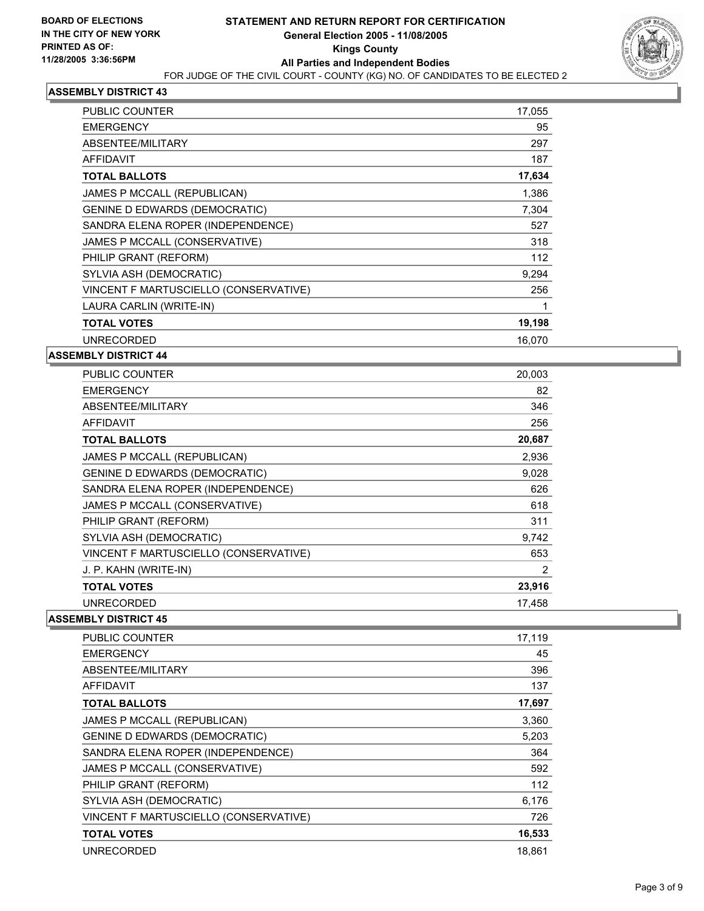**BOARD OF ELECTIONS IN THE CITY OF NEW YORK PRINTED AS OF: 11/28/2005 3:36:56PM**

# STATEMENT AND RETURN REPORT FOR CERTIFICATION

## General Election 2005 - 11/08/2005

## Kings County

## All Parties and Independent Bodies

FOR JUDGE OF THE CIVIL COURT - COUNTY (KG) NO. OF CANDIDATES TO BE ELECTED 2

### ASSEMBLY DISTRICT 43

| | |
|---|---|
| PUBLIC COUNTER | 17,055 |
| EMERGENCY | 95 |
| ABSENTEE/MILITARY | 297 |
| AFFIDAVIT | 187 |
| **TOTAL BALLOTS** | **17,634** |
| JAMES P MCCALL (REPUBLICAN) | 1,386 |
| GENINE D EDWARDS (DEMOCRATIC) | 7,304 |
| SANDRA ELENA ROPER (INDEPENDENCE) | 527 |
| JAMES P MCCALL (CONSERVATIVE) | 318 |
| PHILIP GRANT (REFORM) | 112 |
| SYLVIA ASH (DEMOCRATIC) | 9,294 |
| VINCENT F MARTUSCIELLO (CONSERVATIVE) | 256 |
| LAURA CARLIN (WRITE-IN) | 1 |
| **TOTAL VOTES** | **19,198** |
| UNRECORDED | 16,070 |

### ASSEMBLY DISTRICT 44

| | |
|---|---|
| PUBLIC COUNTER | 20,003 |
| EMERGENCY | 82 |
| ABSENTEE/MILITARY | 346 |
| AFFIDAVIT | 256 |
| **TOTAL BALLOTS** | **20,687** |
| JAMES P MCCALL (REPUBLICAN) | 2,936 |
| GENINE D EDWARDS (DEMOCRATIC) | 9,028 |
| SANDRA ELENA ROPER (INDEPENDENCE) | 626 |
| JAMES P MCCALL (CONSERVATIVE) | 618 |
| PHILIP GRANT (REFORM) | 311 |
| SYLVIA ASH (DEMOCRATIC) | 9,742 |
| VINCENT F MARTUSCIELLO (CONSERVATIVE) | 653 |
| J. P. KAHN (WRITE-IN) | 2 |
| **TOTAL VOTES** | **23,916** |
| UNRECORDED | 17,458 |

### ASSEMBLY DISTRICT 45

| | |
|---|---|
| PUBLIC COUNTER | 17,119 |
| EMERGENCY | 45 |
| ABSENTEE/MILITARY | 396 |
| AFFIDAVIT | 137 |
| **TOTAL BALLOTS** | **17,697** |
| JAMES P MCCALL (REPUBLICAN) | 3,360 |
| GENINE D EDWARDS (DEMOCRATIC) | 5,203 |
| SANDRA ELENA ROPER (INDEPENDENCE) | 364 |
| JAMES P MCCALL (CONSERVATIVE) | 592 |
| PHILIP GRANT (REFORM) | 112 |
| SYLVIA ASH (DEMOCRATIC) | 6,176 |
| VINCENT F MARTUSCIELLO (CONSERVATIVE) | 726 |
| **TOTAL VOTES** | **16,533** |
| UNRECORDED | 18,861 |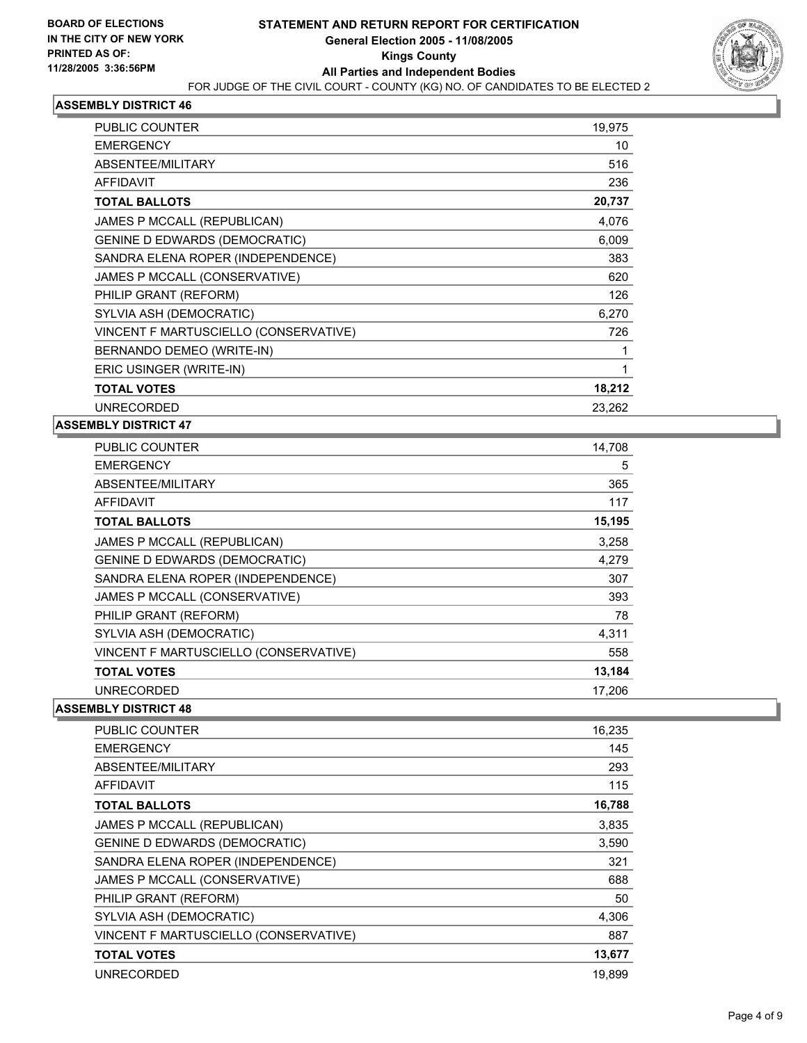**BOARD OF ELECTIONS IN THE CITY OF NEW YORK PRINTED AS OF: 11/28/2005 3:36:56PM**

# STATEMENT AND RETURN REPORT FOR CERTIFICATION
## General Election 2005 - 11/08/2005
## Kings County
## All Parties and Independent Bodies

FOR JUDGE OF THE CIVIL COURT - COUNTY (KG) NO. OF CANDIDATES TO BE ELECTED 2

### ASSEMBLY DISTRICT 46

| | |
|---|---|
| PUBLIC COUNTER | 19,975 |
| EMERGENCY | 10 |
| ABSENTEE/MILITARY | 516 |
| AFFIDAVIT | 236 |
| **TOTAL BALLOTS** | **20,737** |
| JAMES P MCCALL (REPUBLICAN) | 4,076 |
| GENINE D EDWARDS (DEMOCRATIC) | 6,009 |
| SANDRA ELENA ROPER (INDEPENDENCE) | 383 |
| JAMES P MCCALL (CONSERVATIVE) | 620 |
| PHILIP GRANT (REFORM) | 126 |
| SYLVIA ASH (DEMOCRATIC) | 6,270 |
| VINCENT F MARTUSCIELLO (CONSERVATIVE) | 726 |
| BERNANDO DEMEO (WRITE-IN) | 1 |
| ERIC USINGER (WRITE-IN) | 1 |
| **TOTAL VOTES** | **18,212** |
| UNRECORDED | 23,262 |

### ASSEMBLY DISTRICT 47

| | |
|---|---|
| PUBLIC COUNTER | 14,708 |
| EMERGENCY | 5 |
| ABSENTEE/MILITARY | 365 |
| AFFIDAVIT | 117 |
| **TOTAL BALLOTS** | **15,195** |
| JAMES P MCCALL (REPUBLICAN) | 3,258 |
| GENINE D EDWARDS (DEMOCRATIC) | 4,279 |
| SANDRA ELENA ROPER (INDEPENDENCE) | 307 |
| JAMES P MCCALL (CONSERVATIVE) | 393 |
| PHILIP GRANT (REFORM) | 78 |
| SYLVIA ASH (DEMOCRATIC) | 4,311 |
| VINCENT F MARTUSCIELLO (CONSERVATIVE) | 558 |
| **TOTAL VOTES** | **13,184** |
| UNRECORDED | 17,206 |

### ASSEMBLY DISTRICT 48

| | |
|---|---|
| PUBLIC COUNTER | 16,235 |
| EMERGENCY | 145 |
| ABSENTEE/MILITARY | 293 |
| AFFIDAVIT | 115 |
| **TOTAL BALLOTS** | **16,788** |
| JAMES P MCCALL (REPUBLICAN) | 3,835 |
| GENINE D EDWARDS (DEMOCRATIC) | 3,590 |
| SANDRA ELENA ROPER (INDEPENDENCE) | 321 |
| JAMES P MCCALL (CONSERVATIVE) | 688 |
| PHILIP GRANT (REFORM) | 50 |
| SYLVIA ASH (DEMOCRATIC) | 4,306 |
| VINCENT F MARTUSCIELLO (CONSERVATIVE) | 887 |
| **TOTAL VOTES** | **13,677** |
| UNRECORDED | 19,899 |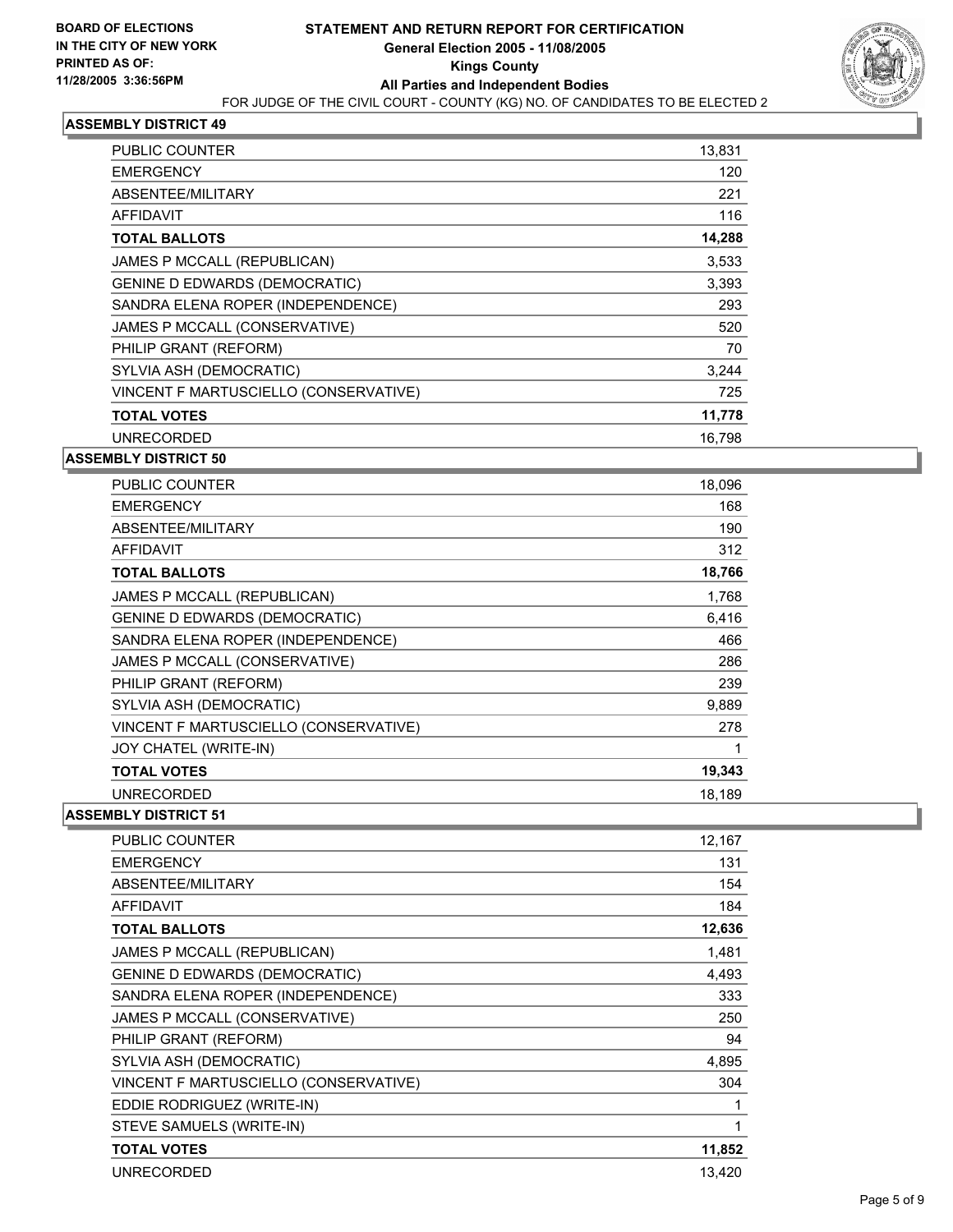**BOARD OF ELECTIONS IN THE CITY OF NEW YORK**
**PRINTED AS OF: 11/28/2005 3:36:56PM**

# STATEMENT AND RETURN REPORT FOR CERTIFICATION
## General Election 2005 - 11/08/2005
## Kings County
## All Parties and Independent Bodies

FOR JUDGE OF THE CIVIL COURT - COUNTY (KG) NO. OF CANDIDATES TO BE ELECTED 2

### ASSEMBLY DISTRICT 49

| | |
|---|---|
| PUBLIC COUNTER | 13,831 |
| EMERGENCY | 120 |
| ABSENTEE/MILITARY | 221 |
| AFFIDAVIT | 116 |
| **TOTAL BALLOTS** | **14,288** |
| JAMES P MCCALL (REPUBLICAN) | 3,533 |
| GENINE D EDWARDS (DEMOCRATIC) | 3,393 |
| SANDRA ELENA ROPER (INDEPENDENCE) | 293 |
| JAMES P MCCALL (CONSERVATIVE) | 520 |
| PHILIP GRANT (REFORM) | 70 |
| SYLVIA ASH (DEMOCRATIC) | 3,244 |
| VINCENT F MARTUSCIELLO (CONSERVATIVE) | 725 |
| **TOTAL VOTES** | **11,778** |
| UNRECORDED | 16,798 |

### ASSEMBLY DISTRICT 50

| | |
|---|---|
| PUBLIC COUNTER | 18,096 |
| EMERGENCY | 168 |
| ABSENTEE/MILITARY | 190 |
| AFFIDAVIT | 312 |
| **TOTAL BALLOTS** | **18,766** |
| JAMES P MCCALL (REPUBLICAN) | 1,768 |
| GENINE D EDWARDS (DEMOCRATIC) | 6,416 |
| SANDRA ELENA ROPER (INDEPENDENCE) | 466 |
| JAMES P MCCALL (CONSERVATIVE) | 286 |
| PHILIP GRANT (REFORM) | 239 |
| SYLVIA ASH (DEMOCRATIC) | 9,889 |
| VINCENT F MARTUSCIELLO (CONSERVATIVE) | 278 |
| JOY CHATEL (WRITE-IN) | 1 |
| **TOTAL VOTES** | **19,343** |
| UNRECORDED | 18,189 |

### ASSEMBLY DISTRICT 51

| | |
|---|---|
| PUBLIC COUNTER | 12,167 |
| EMERGENCY | 131 |
| ABSENTEE/MILITARY | 154 |
| AFFIDAVIT | 184 |
| **TOTAL BALLOTS** | **12,636** |
| JAMES P MCCALL (REPUBLICAN) | 1,481 |
| GENINE D EDWARDS (DEMOCRATIC) | 4,493 |
| SANDRA ELENA ROPER (INDEPENDENCE) | 333 |
| JAMES P MCCALL (CONSERVATIVE) | 250 |
| PHILIP GRANT (REFORM) | 94 |
| SYLVIA ASH (DEMOCRATIC) | 4,895 |
| VINCENT F MARTUSCIELLO (CONSERVATIVE) | 304 |
| EDDIE RODRIGUEZ (WRITE-IN) | 1 |
| STEVE SAMUELS (WRITE-IN) | 1 |
| **TOTAL VOTES** | **11,852** |
| UNRECORDED | 13,420 |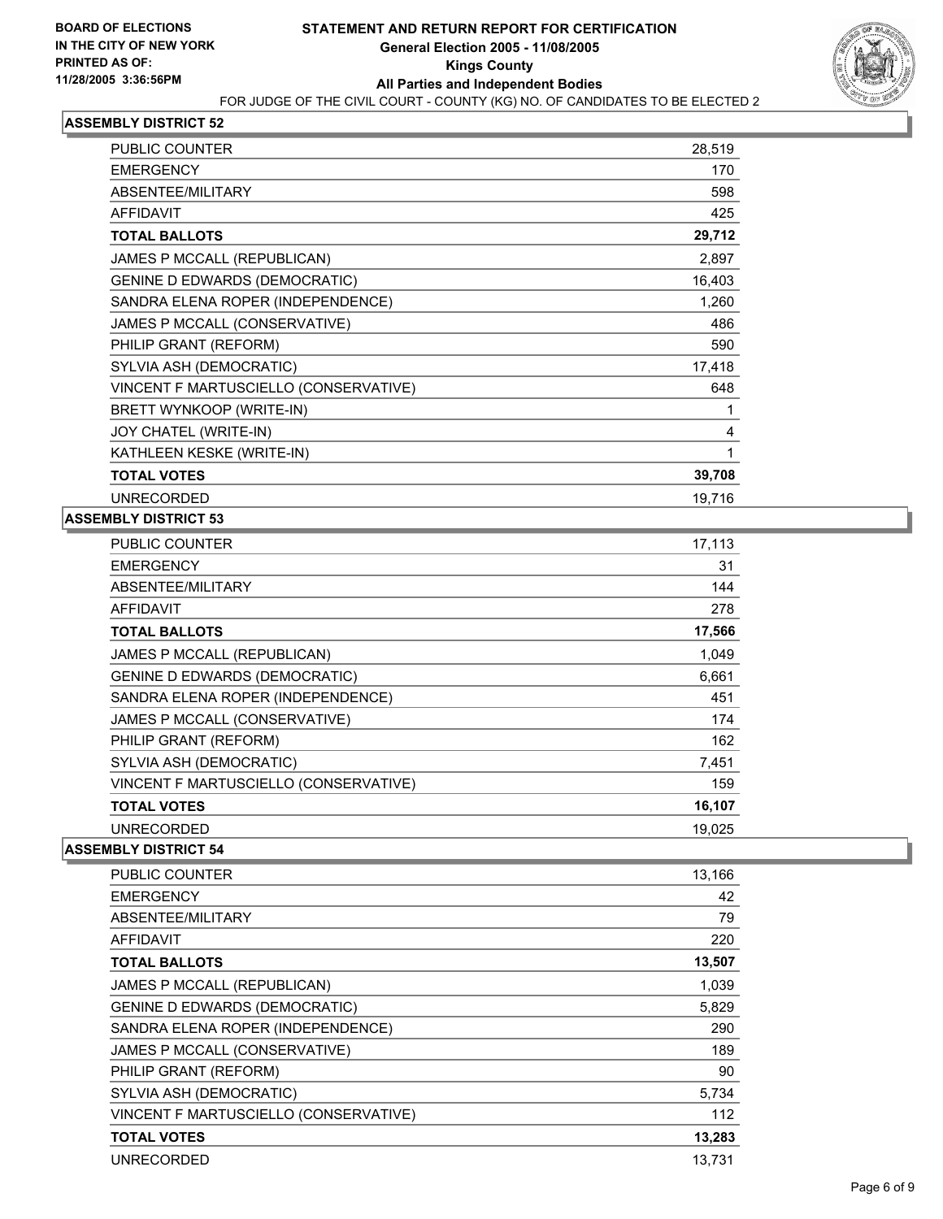**BOARD OF ELECTIONS IN THE CITY OF NEW YORK PRINTED AS OF: 11/28/2005 3:36:56PM**

# STATEMENT AND RETURN REPORT FOR CERTIFICATION
## General Election 2005 - 11/08/2005
## Kings County
## All Parties and Independent Bodies

FOR JUDGE OF THE CIVIL COURT - COUNTY (KG) NO. OF CANDIDATES TO BE ELECTED 2

### ASSEMBLY DISTRICT 52

| | |
|---|---|
| PUBLIC COUNTER | 28,519 |
| EMERGENCY | 170 |
| ABSENTEE/MILITARY | 598 |
| AFFIDAVIT | 425 |
| **TOTAL BALLOTS** | **29,712** |
| JAMES P MCCALL (REPUBLICAN) | 2,897 |
| GENINE D EDWARDS (DEMOCRATIC) | 16,403 |
| SANDRA ELENA ROPER (INDEPENDENCE) | 1,260 |
| JAMES P MCCALL (CONSERVATIVE) | 486 |
| PHILIP GRANT (REFORM) | 590 |
| SYLVIA ASH (DEMOCRATIC) | 17,418 |
| VINCENT F MARTUSCIELLO (CONSERVATIVE) | 648 |
| BRETT WYNKOOP (WRITE-IN) | 1 |
| JOY CHATEL (WRITE-IN) | 4 |
| KATHLEEN KESKE (WRITE-IN) | 1 |
| **TOTAL VOTES** | **39,708** |
| UNRECORDED | 19,716 |

### ASSEMBLY DISTRICT 53

| | |
|---|---|
| PUBLIC COUNTER | 17,113 |
| EMERGENCY | 31 |
| ABSENTEE/MILITARY | 144 |
| AFFIDAVIT | 278 |
| **TOTAL BALLOTS** | **17,566** |
| JAMES P MCCALL (REPUBLICAN) | 1,049 |
| GENINE D EDWARDS (DEMOCRATIC) | 6,661 |
| SANDRA ELENA ROPER (INDEPENDENCE) | 451 |
| JAMES P MCCALL (CONSERVATIVE) | 174 |
| PHILIP GRANT (REFORM) | 162 |
| SYLVIA ASH (DEMOCRATIC) | 7,451 |
| VINCENT F MARTUSCIELLO (CONSERVATIVE) | 159 |
| **TOTAL VOTES** | **16,107** |
| UNRECORDED | 19,025 |

### ASSEMBLY DISTRICT 54

| | |
|---|---|
| PUBLIC COUNTER | 13,166 |
| EMERGENCY | 42 |
| ABSENTEE/MILITARY | 79 |
| AFFIDAVIT | 220 |
| **TOTAL BALLOTS** | **13,507** |
| JAMES P MCCALL (REPUBLICAN) | 1,039 |
| GENINE D EDWARDS (DEMOCRATIC) | 5,829 |
| SANDRA ELENA ROPER (INDEPENDENCE) | 290 |
| JAMES P MCCALL (CONSERVATIVE) | 189 |
| PHILIP GRANT (REFORM) | 90 |
| SYLVIA ASH (DEMOCRATIC) | 5,734 |
| VINCENT F MARTUSCIELLO (CONSERVATIVE) | 112 |
| **TOTAL VOTES** | **13,283** |
| UNRECORDED | 13,731 |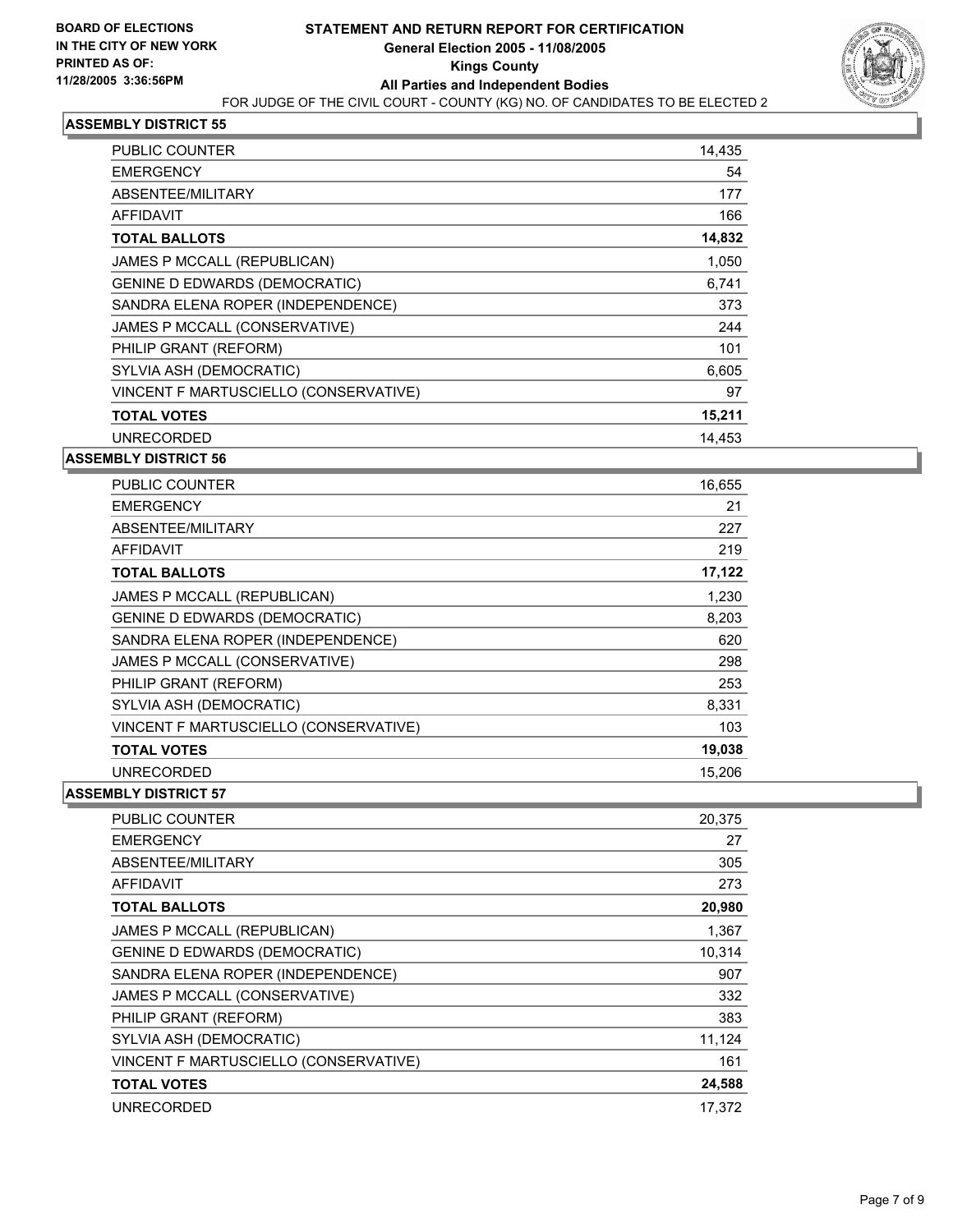**BOARD OF ELECTIONS IN THE CITY OF NEW YORK**
**PRINTED AS OF: 11/28/2005 3:36:56PM**

# STATEMENT AND RETURN REPORT FOR CERTIFICATION
## General Election 2005 - 11/08/2005
## Kings County
## All Parties and Independent Bodies

FOR JUDGE OF THE CIVIL COURT - COUNTY (KG) NO. OF CANDIDATES TO BE ELECTED 2

### ASSEMBLY DISTRICT 55

| | |
|---|---|
| PUBLIC COUNTER | 14,435 |
| EMERGENCY | 54 |
| ABSENTEE/MILITARY | 177 |
| AFFIDAVIT | 166 |
| **TOTAL BALLOTS** | **14,832** |
| JAMES P MCCALL (REPUBLICAN) | 1,050 |
| GENINE D EDWARDS (DEMOCRATIC) | 6,741 |
| SANDRA ELENA ROPER (INDEPENDENCE) | 373 |
| JAMES P MCCALL (CONSERVATIVE) | 244 |
| PHILIP GRANT (REFORM) | 101 |
| SYLVIA ASH (DEMOCRATIC) | 6,605 |
| VINCENT F MARTUSCIELLO (CONSERVATIVE) | 97 |
| **TOTAL VOTES** | **15,211** |
| UNRECORDED | 14,453 |

### ASSEMBLY DISTRICT 56

| | |
|---|---|
| PUBLIC COUNTER | 16,655 |
| EMERGENCY | 21 |
| ABSENTEE/MILITARY | 227 |
| AFFIDAVIT | 219 |
| **TOTAL BALLOTS** | **17,122** |
| JAMES P MCCALL (REPUBLICAN) | 1,230 |
| GENINE D EDWARDS (DEMOCRATIC) | 8,203 |
| SANDRA ELENA ROPER (INDEPENDENCE) | 620 |
| JAMES P MCCALL (CONSERVATIVE) | 298 |
| PHILIP GRANT (REFORM) | 253 |
| SYLVIA ASH (DEMOCRATIC) | 8,331 |
| VINCENT F MARTUSCIELLO (CONSERVATIVE) | 103 |
| **TOTAL VOTES** | **19,038** |
| UNRECORDED | 15,206 |

### ASSEMBLY DISTRICT 57

| | |
|---|---|
| PUBLIC COUNTER | 20,375 |
| EMERGENCY | 27 |
| ABSENTEE/MILITARY | 305 |
| AFFIDAVIT | 273 |
| **TOTAL BALLOTS** | **20,980** |
| JAMES P MCCALL (REPUBLICAN) | 1,367 |
| GENINE D EDWARDS (DEMOCRATIC) | 10,314 |
| SANDRA ELENA ROPER (INDEPENDENCE) | 907 |
| JAMES P MCCALL (CONSERVATIVE) | 332 |
| PHILIP GRANT (REFORM) | 383 |
| SYLVIA ASH (DEMOCRATIC) | 11,124 |
| VINCENT F MARTUSCIELLO (CONSERVATIVE) | 161 |
| **TOTAL VOTES** | **24,588** |
| UNRECORDED | 17,372 |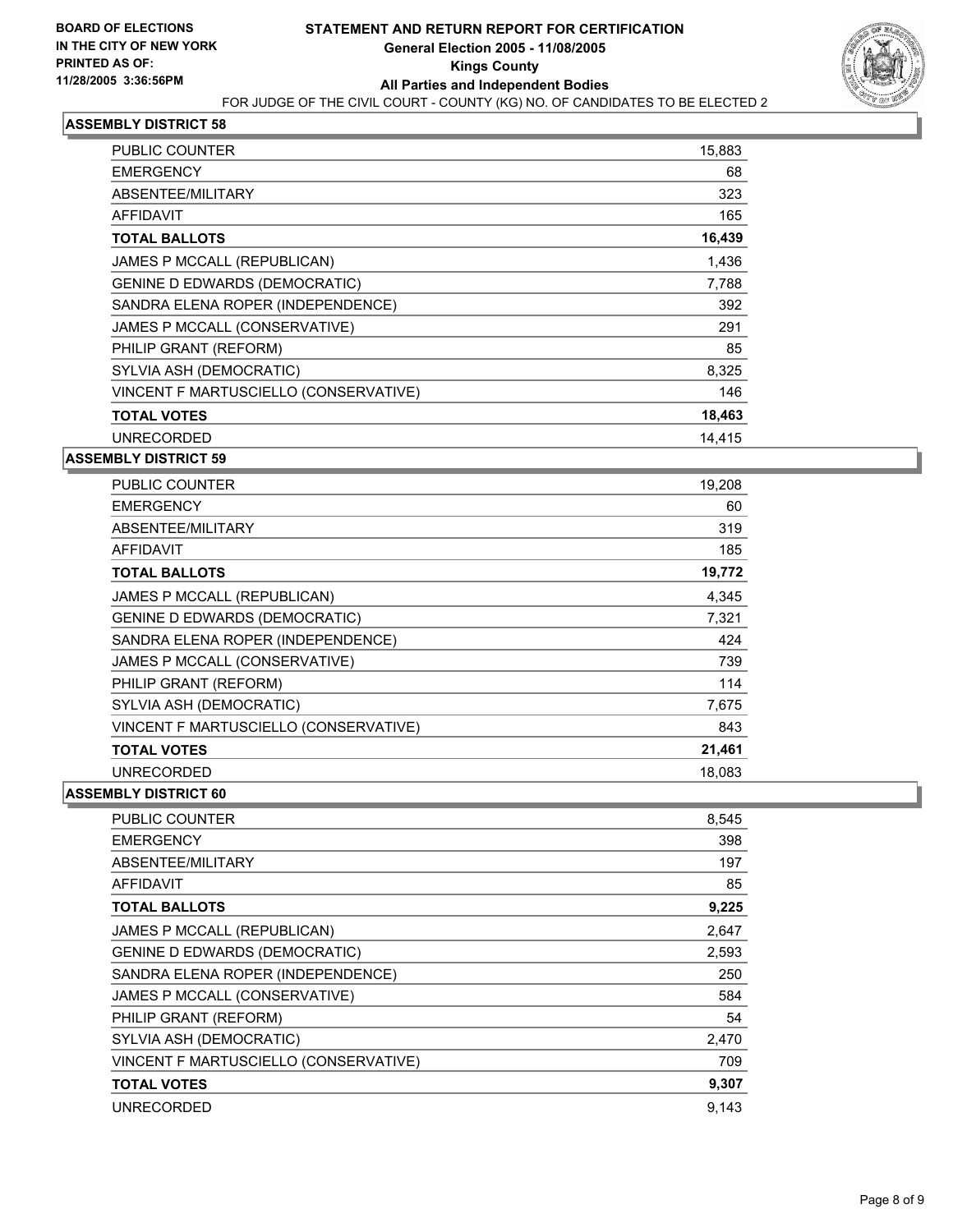BOARD OF ELECTIONS
IN THE CITY OF NEW YORK
PRINTED AS OF:
11/28/2005 3:36:56PM

# STATEMENT AND RETURN REPORT FOR CERTIFICATION
## General Election 2005 - 11/08/2005
## Kings County
## All Parties and Independent Bodies

FOR JUDGE OF THE CIVIL COURT - COUNTY (KG) NO. OF CANDIDATES TO BE ELECTED 2

### ASSEMBLY DISTRICT 58

| | |
|---|---|
| PUBLIC COUNTER | 15,883 |
| EMERGENCY | 68 |
| ABSENTEE/MILITARY | 323 |
| AFFIDAVIT | 165 |
| **TOTAL BALLOTS** | **16,439** |
| JAMES P MCCALL (REPUBLICAN) | 1,436 |
| GENINE D EDWARDS (DEMOCRATIC) | 7,788 |
| SANDRA ELENA ROPER (INDEPENDENCE) | 392 |
| JAMES P MCCALL (CONSERVATIVE) | 291 |
| PHILIP GRANT (REFORM) | 85 |
| SYLVIA ASH (DEMOCRATIC) | 8,325 |
| VINCENT F MARTUSCIELLO (CONSERVATIVE) | 146 |
| **TOTAL VOTES** | **18,463** |
| UNRECORDED | 14,415 |

### ASSEMBLY DISTRICT 59

| | |
|---|---|
| PUBLIC COUNTER | 19,208 |
| EMERGENCY | 60 |
| ABSENTEE/MILITARY | 319 |
| AFFIDAVIT | 185 |
| **TOTAL BALLOTS** | **19,772** |
| JAMES P MCCALL (REPUBLICAN) | 4,345 |
| GENINE D EDWARDS (DEMOCRATIC) | 7,321 |
| SANDRA ELENA ROPER (INDEPENDENCE) | 424 |
| JAMES P MCCALL (CONSERVATIVE) | 739 |
| PHILIP GRANT (REFORM) | 114 |
| SYLVIA ASH (DEMOCRATIC) | 7,675 |
| VINCENT F MARTUSCIELLO (CONSERVATIVE) | 843 |
| **TOTAL VOTES** | **21,461** |
| UNRECORDED | 18,083 |

### ASSEMBLY DISTRICT 60

| | |
|---|---|
| PUBLIC COUNTER | 8,545 |
| EMERGENCY | 398 |
| ABSENTEE/MILITARY | 197 |
| AFFIDAVIT | 85 |
| **TOTAL BALLOTS** | **9,225** |
| JAMES P MCCALL (REPUBLICAN) | 2,647 |
| GENINE D EDWARDS (DEMOCRATIC) | 2,593 |
| SANDRA ELENA ROPER (INDEPENDENCE) | 250 |
| JAMES P MCCALL (CONSERVATIVE) | 584 |
| PHILIP GRANT (REFORM) | 54 |
| SYLVIA ASH (DEMOCRATIC) | 2,470 |
| VINCENT F MARTUSCIELLO (CONSERVATIVE) | 709 |
| **TOTAL VOTES** | **9,307** |
| UNRECORDED | 9,143 |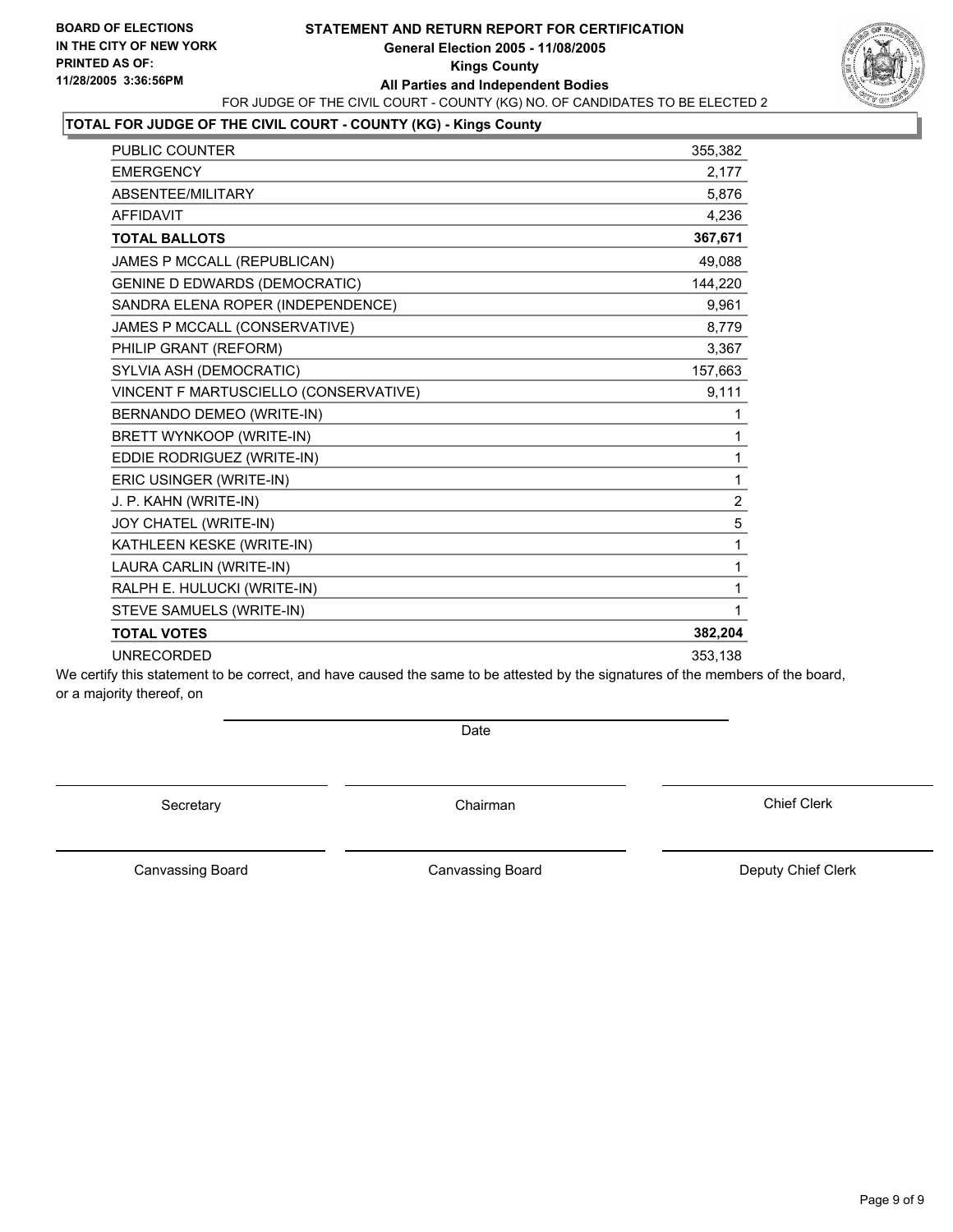**BOARD OF ELECTIONS IN THE CITY OF NEW YORK PRINTED AS OF: 11/28/2005 3:36:56PM**

**STATEMENT AND RETURN REPORT FOR CERTIFICATION**
**General Election 2005 - 11/08/2005**
**Kings County**
**All Parties and Independent Bodies**
FOR JUDGE OF THE CIVIL COURT - COUNTY (KG) NO. OF CANDIDATES TO BE ELECTED 2

**TOTAL FOR JUDGE OF THE CIVIL COURT - COUNTY (KG) - Kings County**

| | |
|---|---|
| PUBLIC COUNTER | 355,382 |
| EMERGENCY | 2,177 |
| ABSENTEE/MILITARY | 5,876 |
| AFFIDAVIT | 4,236 |
| **TOTAL BALLOTS** | **367,671** |
| JAMES P MCCALL (REPUBLICAN) | 49,088 |
| GENINE D EDWARDS (DEMOCRATIC) | 144,220 |
| SANDRA ELENA ROPER (INDEPENDENCE) | 9,961 |
| JAMES P MCCALL (CONSERVATIVE) | 8,779 |
| PHILIP GRANT (REFORM) | 3,367 |
| SYLVIA ASH (DEMOCRATIC) | 157,663 |
| VINCENT F MARTUSCIELLO (CONSERVATIVE) | 9,111 |
| BERNANDO DEMEO (WRITE-IN) | 1 |
| BRETT WYNKOOP (WRITE-IN) | 1 |
| EDDIE RODRIGUEZ (WRITE-IN) | 1 |
| ERIC USINGER (WRITE-IN) | 1 |
| J. P. KAHN (WRITE-IN) | 2 |
| JOY CHATEL (WRITE-IN) | 5 |
| KATHLEEN KESKE (WRITE-IN) | 1 |
| LAURA CARLIN (WRITE-IN) | 1 |
| RALPH E. HULUCKI (WRITE-IN) | 1 |
| STEVE SAMUELS (WRITE-IN) | 1 |
| **TOTAL VOTES** | **382,204** |
| UNRECORDED | 353,138 |

We certify this statement to be correct, and have caused the same to be attested by the signatures of the members of the board, or a majority thereof, on

Date

Secretary | Chairman | Chief Clerk

Canvassing Board | Canvassing Board | Deputy Chief Clerk